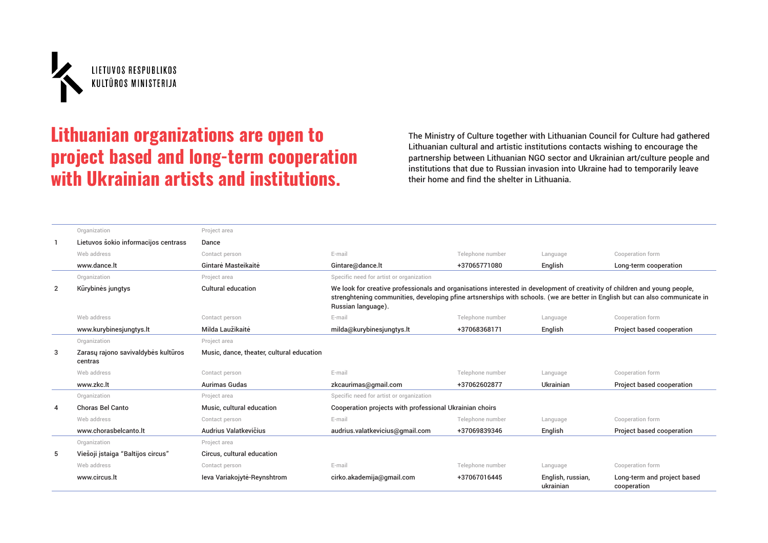LIETUVOS RESPUBLIKOS
KULTŪROS MINISTERIJA

# Lithuanian organizations are open to project based and long-term cooperation with Ukrainian artists and institutions.

The Ministry of Culture together with Lithuanian Council for Culture had gathered Lithuanian cultural and artistic institutions contacts wishing to encourage the partnership between Lithuanian NGO sector and Ukrainian art/culture people and institutions that due to Russian invasion into Ukraine had to temporaily leave their home and find the shelter in Lithuania.

| No. | Organization | Project area | Specific need for artist or organization | | | |
|---|---|---|---|---|---|---|
| 1 | Lietuvos šokio informacijos centrass | Dance | | | | |
| | **Web address** | **Contact person** | **E-mail** | **Telephone number** | **Language** | **Cooperation form** |
| | www.dance.lt | Gintarė Masteikaitė | Gintare@dance.lt | +37065771080 | English | Long-term cooperation |
| 2 | Kūrybinės jungtys | Cultural education | We look for creative professionals and organisations interested in development of creativity of children and young people, strenghtening communities, developing pfine artsnerships with schools. (we are better in English but can also communicate in Russian language). | | | |
| | **Web address** | **Contact person** | **E-mail** | **Telephone number** | **Language** | **Cooperation form** |
| | www.kurybinesjungtys.lt | Milda Laužikaitė | milda@kurybinesjungtys.lt | +37068368171 | English | Project based cooperation |
| 3 | Zarasų rajono savivaldybės kultūros centras | Music, dance, theater, cultural education | | | | |
| | **Web address** | **Contact person** | **E-mail** | **Telephone number** | **Language** | **Cooperation form** |
| | www.zkc.lt | Aurimas Gudas | zkcaurimas@gmail.com | +37062602877 | Ukrainian | Project based cooperation |
| 4 | Choras Bel Canto | Music, cultural education | Cooperation projects with professional Ukrainian choirs | | | |
| | **Web address** | **Contact person** | **E-mail** | **Telephone number** | **Language** | **Cooperation form** |
| | www.chorasbelcanto.lt | Audrius Valatkevičius | audrius.valatkevicius@gmail.com | +37069839346 | English | Project based cooperation |
| 5 | Viešoji įstaiga “Baltijos circus” | Circus, cultural education | | | | |
| | **Web address** | **Contact person** | **E-mail** | **Telephone number** | **Language** | **Cooperation form** |
| | www.circus.lt | Ieva Variakojytė-Reynshtrom | cirko.akademija@gmail.com | +37067016445 | English, russian, ukrainian | Long-term and project based cooperation |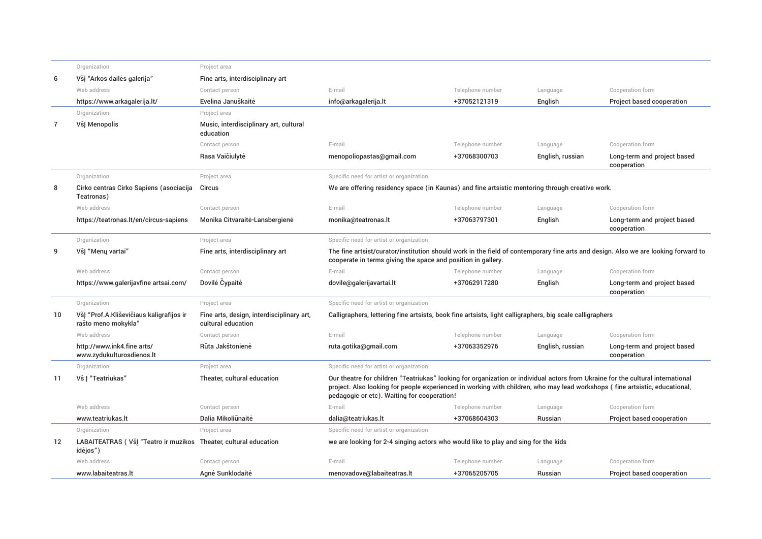| # | Organization | Project area | Specific need for artist or organization | Web address | Contact person | E-mail | Telephone number | Language | Cooperation form |
|---|---|---|---|---|---|---|---|---|---|
| 6 | VšĮ "Arkos dailės galerija" | Fine arts, interdisciplinary art | | https://www.arkagalerija.lt/ | Evelina Januškaitė | info@arkagalerija.lt | +37052121319 | English | Project based cooperation |
| 7 | VšĮ Menopolis | Music, interdisciplinary art, cultural education | | | Rasa Vaičiulytė | menopoliopastas@gmail.com | +37068300703 | English, russian | Long-term and project based cooperation |
| 8 | Cirko centras Cirko Sapiens (asociacija Teatronas) | Circus | We are offering residency space (in Kaunas) and fine artsistic mentoring through creative work. | https://teatronas.lt/en/circus-sapiens | Monika Citvaraitė-Lansbergienė | monika@teatronas.lt | +37063797301 | English | Long-term and project based cooperation |
| 9 | VšĮ "Menų vartai" | Fine arts, interdisciplinary art | The fine artsist/curator/institution should work in the field of contemporary fine arts and design. Also we are looking forward to cooperate in terms giving the space and position in gallery. | https://www.galerijavfine artsai.com/ | Dovilė Čypaitė | dovile@galerijavartai.lt | +37062917280 | English | Long-term and project based cooperation |
| 10 | VšĮ "Prof.A.Kliševičiaus kaligrafijos ir rašto meno mokykla" | Fine arts, design, interdisciplinary art, cultural education | Calligraphers, lettering fine artsists, book fine artsists, light calligraphers, big scale calligraphers | http://www.ink4.fine arts/ www.zydukulturosdienos.lt | Rūta Jakštonienė | ruta.gotika@gmail.com | +37063352976 | English, russian | Long-term and project based cooperation |
| 11 | Vš Į "Teatriukas" | Theater, cultural education | Our theatre for children "Teatriukas" looking for organization or individual actors from Ukraine for the cultural international project. Also looking for people experienced in working with children, who may lead workshops ( fine artsistic, educational, pedagogic or etc). Waiting for cooperation! | www.teatriukas.lt | Dalia Mikoliūnaitė | dalia@teatriukas.lt | +37068604303 | Russian | Project based cooperation |
| 12 | LABAITEATRAS ( VšĮ "Teatro ir muzikos idėjos") | Theater, cultural education | we are looking for 2-4 singing actors who would like to play and sing for the kids | www.labaiteatras.lt | Agnė Sunklodaitė | menovadove@labaiteatras.lt | +37065205705 | Russian | Project based cooperation |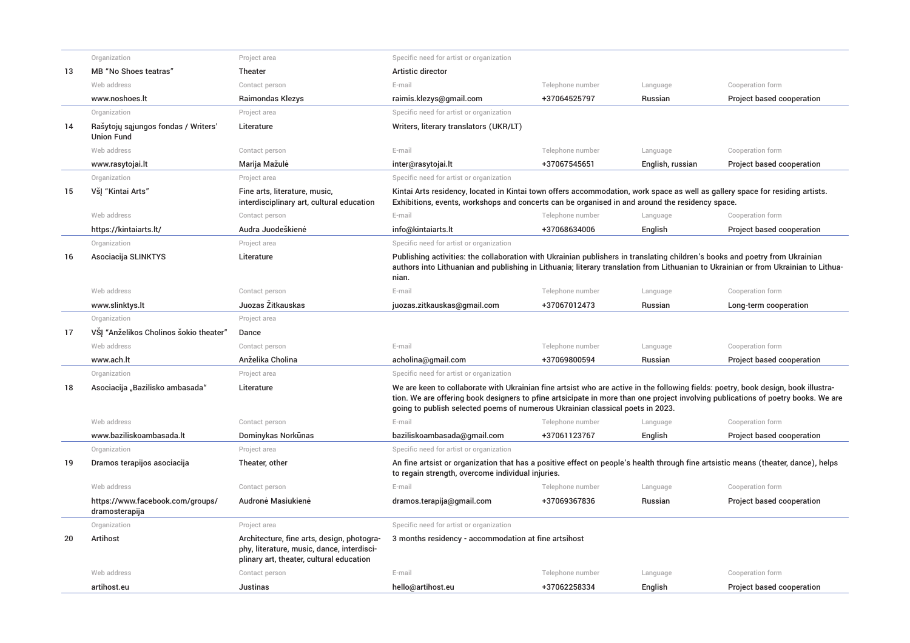| # | Organization | Project area | Specific need for artist or organization | Web address | Contact person | E-mail | Telephone number | Language | Cooperation form |
|---|---|---|---|---|---|---|---|---|---|
| 13 | MB "No Shoes teatras" | Theater | Artistic director | www.noshoes.lt | Raimondas Klezys | raimis.klezys@gmail.com | +37064525797 | Russian | Project based cooperation |
| 14 | Rašytojų sąjungos fondas / Writers' Union Fund | Literature | Writers, literary translators (UKR/LT) | www.rasytojai.lt | Marija Mažulė | inter@rasytojai.lt | +37067545651 | English, russian | Project based cooperation |
| 15 | VšĮ "Kintai Arts" | Fine arts, literature, music, interdisciplinary art, cultural education | Kintai Arts residency, located in Kintai town offers accommodation, work space as well as gallery space for residing artists. Exhibitions, events, workshops and concerts can be organised in and around the residency space. | https://kintaiarts.lt/ | Audra Juodeškienė | info@kintaiarts.lt | +37068634006 | English | Project based cooperation |
| 16 | Asociacija SLINKTYS | Literature | Publishing activities: the collaboration with Ukrainian publishers in translating children's books and poetry from Ukrainian authors into Lithuanian and publishing in Lithuania; literary translation from Lithuanian to Ukrainian or from Ukrainian to Lithuanian. | www.slinktys.lt | Juozas Žitkauskas | juozas.zitkauskas@gmail.com | +37067012473 | Russian | Long-term cooperation |
| 17 | VŠĮ "Anželikos Cholinos šokio theater" | Dance | | www.ach.lt | Anželika Cholina | acholina@gmail.com | +37069800594 | Russian | Project based cooperation |
| 18 | Asociacija „Bazilisko ambasada" | Literature | We are keen to collaborate with Ukrainian fine artsist who are active in the following fields: poetry, book design, book illustration. We are offering book designers to pfine artsicipate in more than one project involving publications of poetry books. We are going to publish selected poems of numerous Ukrainian classical poets in 2023. | www.baziliskoambasada.lt | Dominykas Norkūnas | baziliskoambasada@gmail.com | +37061123767 | English | Project based cooperation |
| 19 | Dramos terapijos asociacija | Theater, other | An fine artsist or organization that has a positive effect on people's health through fine artsistic means (theater, dance), helps to regain strength, overcome individual injuries. | https://www.facebook.com/groups/dramosterapija | Audronė Masiukienė | dramos.terapija@gmail.com | +37069367836 | Russian | Project based cooperation |
| 20 | Artihost | Architecture, fine arts, design, photography, literature, music, dance, interdisciplinary art, theater, cultural education | 3 months residency - accommodation at fine artsihost | artihost.eu | Justinas | hello@artihost.eu | +37062258334 | English | Project based cooperation |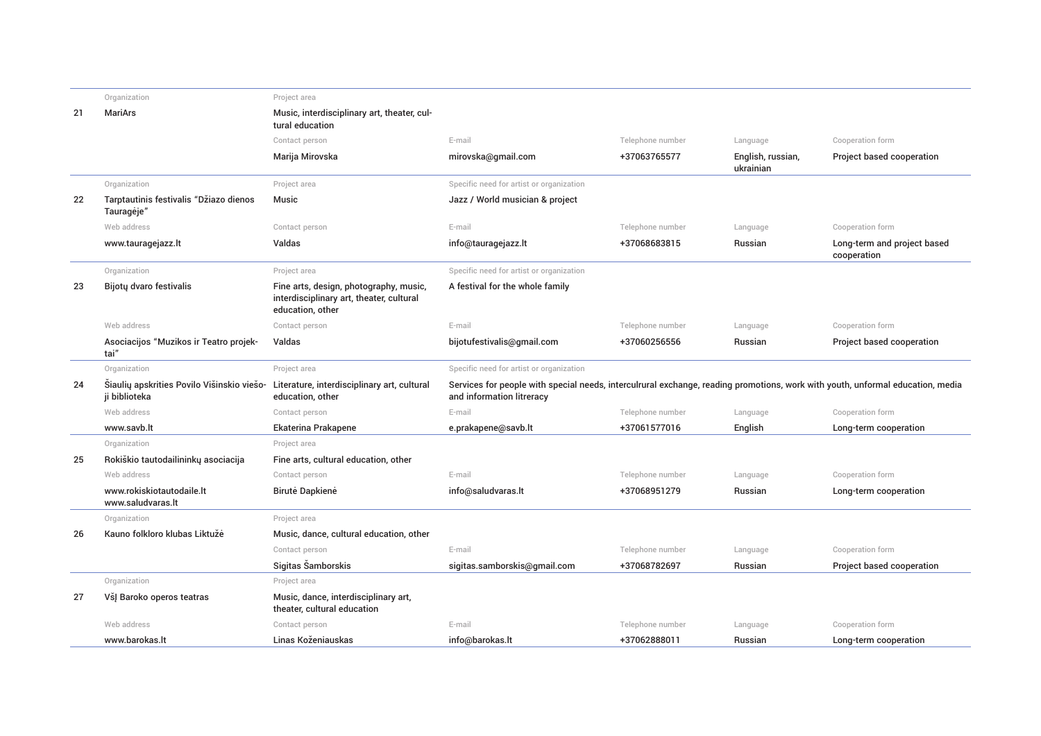| # | Organization | Project area | Specific need for artist or organization | | | |
|---|---|---|---|---|---|---|
| | Web address | Contact person | E-mail | Telephone number | Language | Cooperation form |
| 21 | MariArs | Music, interdisciplinary art, theater, cultural education | | | | |
| | | Marija Mirovska | mirovska@gmail.com | +37063765577 | English, russian, ukrainian | Project based cooperation |
| 22 | Tarptautinis festivalis "Džiazo dienos Tauragėje" | Music | Jazz / World musician & project | | | |
| | www.tauragejazz.lt | Valdas | info@tauragejazz.lt | +37068683815 | Russian | Long-term and project based cooperation |
| 23 | Bijotų dvaro festivalis | Fine arts, design, photography, music, interdisciplinary art, theater, cultural education, other | A festival for the whole family | | | |
| | Asociacijos "Muzikos ir Teatro projektai" | Valdas | bijotufestivalis@gmail.com | +37060256556 | Russian | Project based cooperation |
| 24 | Šiaulių apskrities Povilo Višinskio viešoji biblioteka | Literature, interdisciplinary art, cultural education, other | Services for people with special needs, interculrural exchange, reading promotions, work with youth, unformal education, media and information litreracy | | | |
| | www.savb.lt | Ekaterina Prakapene | e.prakapene@savb.lt | +37061577016 | English | Long-term cooperation |
| 25 | Rokiškio tautodailininkų asociacija | Fine arts, cultural education, other | | | | |
| | www.rokiskiotautodaile.lt www.saludvaras.lt | Birutė Dapkienė | info@saludvaras.lt | +37068951279 | Russian | Long-term cooperation |
| 26 | Kauno folkloro klubas Liktužė | Music, dance, cultural education, other | | | | |
| | | Sigitas Šamborskis | sigitas.samborskis@gmail.com | +37068782697 | Russian | Project based cooperation |
| 27 | VšĮ Baroko operos teatras | Music, dance, interdisciplinary art, theater, cultural education | | | | |
| | www.barokas.lt | Linas Koženiauskas | info@barokas.lt | +37062888011 | Russian | Long-term cooperation |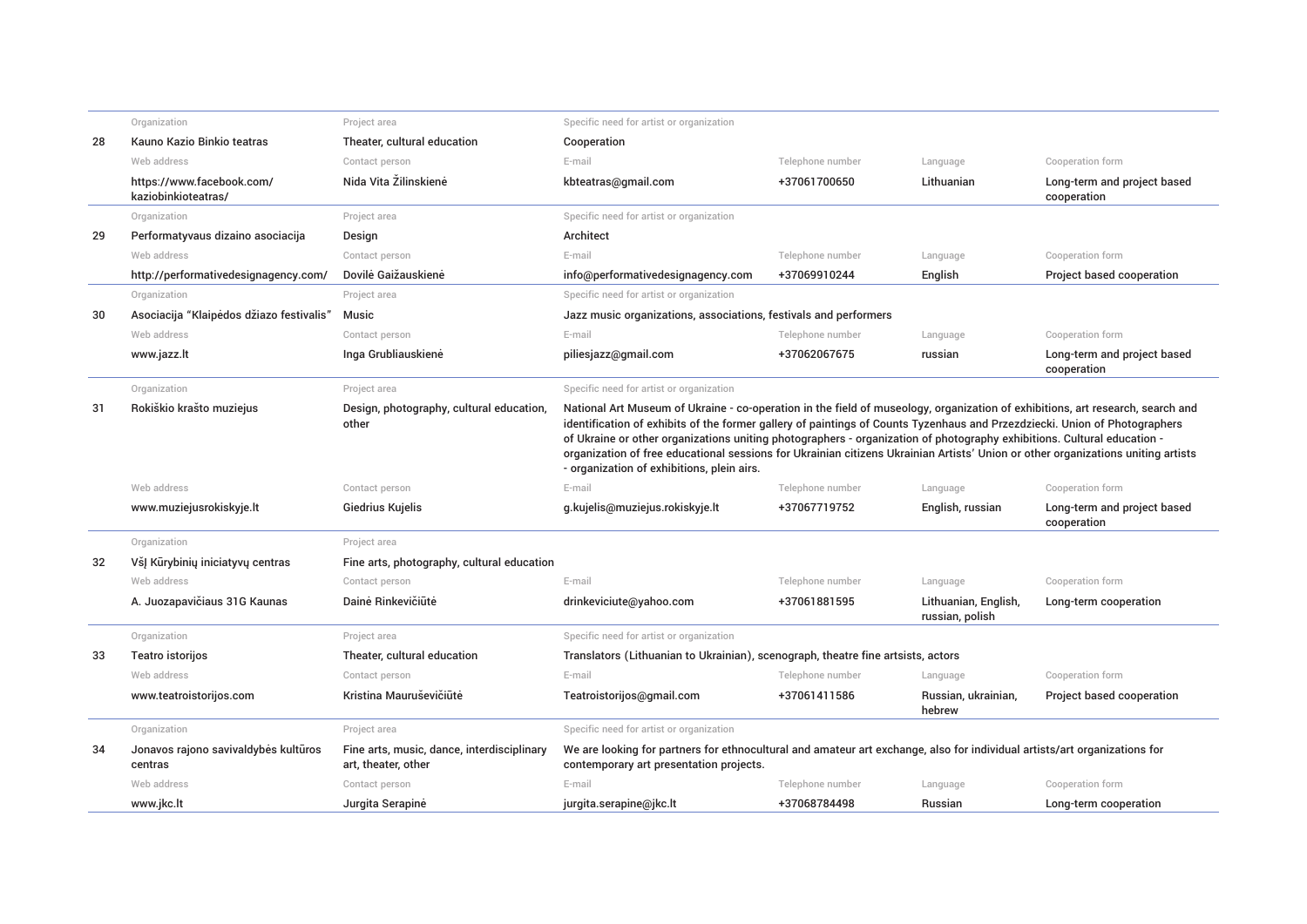| No. | Organization | Project area | Specific need for artist or organization | Web address | Contact person | E-mail | Telephone number | Language | Cooperation form |
|---|---|---|---|---|---|---|---|---|---|
| 28 | Kauno Kazio Binkio teatras | Theater, cultural education | Cooperation | https://www.facebook.com/kaziobinkioteatras/ | Nida Vita Žilinskienė | kbteatras@gmail.com | +37061700650 | Lithuanian | Long-term and project based cooperation |
| 29 | Performatyvaus dizaino asociacija | Design | Architect | http://performativedesignagency.com/ | Dovilė Gaižauskienė | info@performativedesignagency.com | +37069910244 | English | Project based cooperation |
| 30 | Asociacija "Klaipėdos džiazo festivalis" | Music | Jazz music organizations, associations, festivals and performers | www.jazz.lt | Inga Grubliauskienė | piliesjazz@gmail.com | +37062067675 | russian | Long-term and project based cooperation |
| 31 | Rokiškio krašto muziejus | Design, photography, cultural education, other | National Art Museum of Ukraine - co-operation in the field of museology, organization of exhibitions, art research, search and identification of exhibits of the former gallery of paintings of Counts Tyzenhaus and Przezdziecki. Union of Photographers of Ukraine or other organizations uniting photographers - organization of photography exhibitions. Cultural education - organization of free educational sessions for Ukrainian citizens Ukrainian Artists' Union or other organizations uniting artists - organization of exhibitions, plein airs. | www.muziejusrokiskyje.lt | Giedrius Kujelis | g.kujelis@muziejus.rokiskyje.lt | +37067719752 | English, russian | Long-term and project based cooperation |
| 32 | VšĮ Kūrybinių iniciatyvų centras | Fine arts, photography, cultural education | | A. Juozapavičiaus 31G Kaunas | Dainė Rinkevičiūtė | drinkeviciute@yahoo.com | +37061881595 | Lithuanian, English, russian, polish | Long-term cooperation |
| 33 | Teatro istorijos | Theater, cultural education | Translators (Lithuanian to Ukrainian), scenograph, theatre fine artsists, actors | www.teatroistorijos.com | Kristina Maurušević̌iūtė | Teatroistorijos@gmail.com | +37061411586 | Russian, ukrainian, hebrew | Project based cooperation |
| 34 | Jonavos rajono savivaldybės kultūros centras | Fine arts, music, dance, interdisciplinary art, theater, other | We are looking for partners for ethnocultural and amateur art exchange, also for individual artists/art organizations for contemporary art presentation projects. | www.jkc.lt | Jurgita Serapinė | jurgita.serapine@jkc.lt | +37068784498 | Russian | Long-term cooperation |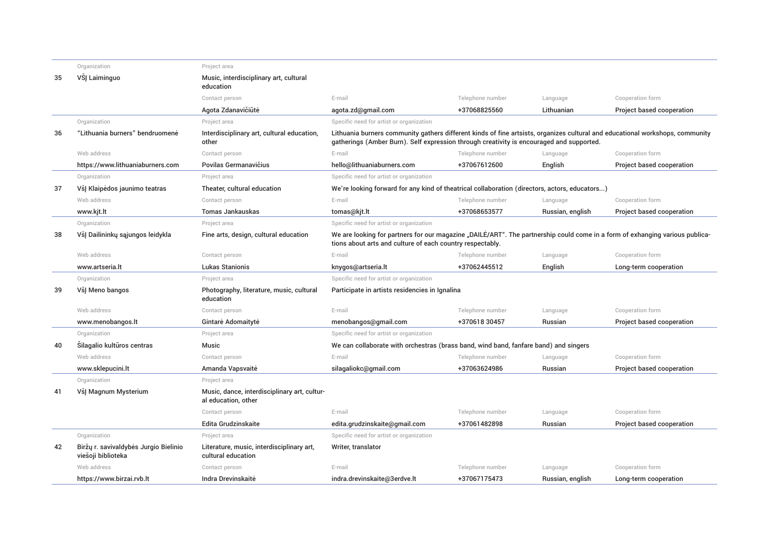| No. | Organization | Project area | Specific need for artist or organization | Web address | Contact person | E-mail | Telephone number | Language | Cooperation form |
|---|---|---|---|---|---|---|---|---|---|
| 35 | VšĮ Laiminguo | Music, interdisciplinary art, cultural education | | | Agota Zdanavičiūtė | agota.zd@gmail.com | +37068825560 | Lithuanian | Project based cooperation |
| 36 | "Lithuania burners" bendruomenė | Interdisciplinary art, cultural education, other | Lithuania burners community gathers different kinds of fine artsists, organizes cultural and educational workshops, community gatherings (Amber Burn). Self expression through creativity is encouraged and supported. | https://www.lithuaniaburners.com | Povilas Germanavičius | hello@lithuaniaburners.com | +37067612600 | English | Project based cooperation |
| 37 | VšĮ Klaipėdos jaunimo teatras | Theater, cultural education | We're looking forward for any kind of theatrical collaboration (directors, actors, educators...) | www.kjt.lt | Tomas Jankauskas | tomas@kjt.lt | +37068653577 | Russian, english | Project based cooperation |
| 38 | VšĮ Dailininkų sąjungos leidykla | Fine arts, design, cultural education | We are looking for partners for our magazine „DAILĖ/ART". The partnership could come in a form of exhanging various publications about arts and culture of each country respectably. | www.artseria.lt | Lukas Stanionis | knygos@artseria.lt | +37062445512 | English | Long-term cooperation |
| 39 | VšĮ Meno bangos | Photography, literature, music, cultural education | Participate in artists residencies in Ignalina | www.menobangos.lt | Gintarė Adomaitytė | menobangos@gmail.com | +370618 30457 | Russian | Project based cooperation |
| 40 | Šilagalio kultūros centras | Music | We can collaborate with orchestras (brass band, wind band, fanfare band) and singers | www.sklepucini.lt | Amanda Vapsvaitė | silagaliokc@gmail.com | +37063624986 | Russian | Project based cooperation |
| 41 | VšĮ Magnum Mysterium | Music, dance, interdisciplinary art, cultural education, other | | | Edita Grudzinskaite | edita.grudzinskaite@gmail.com | +37061482898 | Russian | Project based cooperation |
| 42 | Biržų r. savivaldybės Jurgio Bielinio viešoji biblioteka | Literature, music, interdisciplinary art, cultural education | Writer, translator | https://www.birzai.rvb.lt | Indra Drevinskaitė | indra.drevinskaite@3erdve.lt | +37067175473 | Russian, english | Long-term cooperation |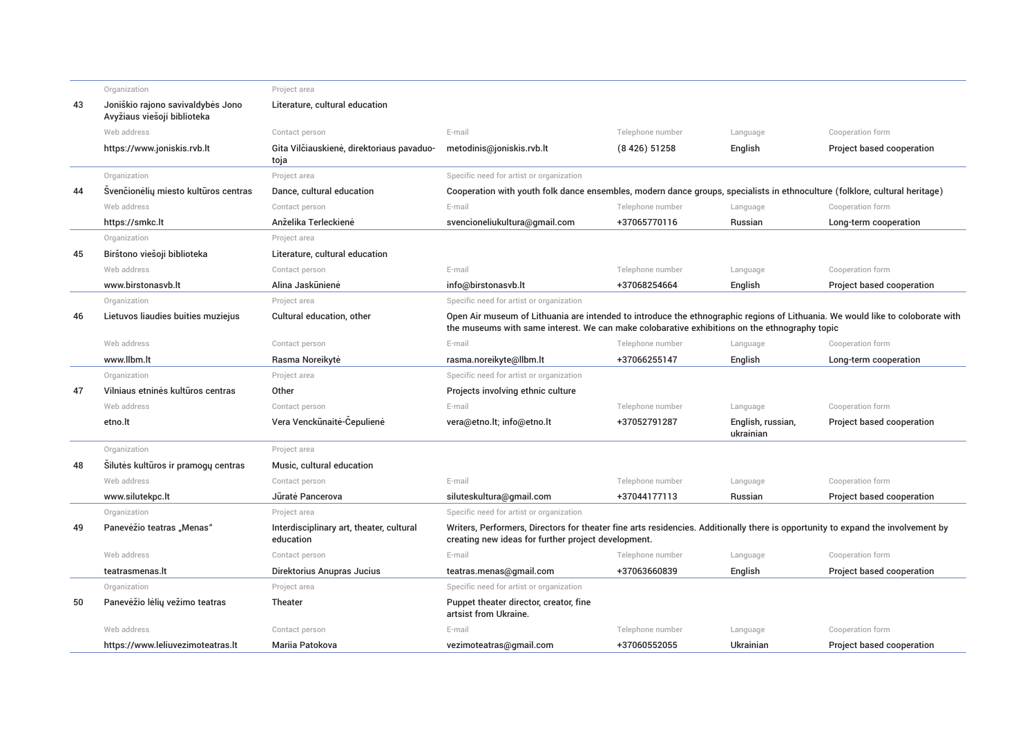| No. | Organization | Project area | Specific need for artist or organization | Web address | Contact person | E-mail | Telephone number | Language | Cooperation form |
|---|---|---|---|---|---|---|---|---|---|
| 43 | Joniškio rajono savivaldybės Jono Avyžiaus viešoji biblioteka | Literature, cultural education | | https://www.joniskis.rvb.lt | Gita Vilčiauskienė, direktoriaus pavaduotoja | metodinis@joniskis.rvb.lt | (8 426) 51258 | English | Project based cooperation |
| 44 | Švenčionėlių miesto kultūros centras | Dance, cultural education | Cooperation with youth folk dance ensembles, modern dance groups, specialists in ethnoculture (folklore, cultural heritage) | https://smkc.lt | Anželika Terleckienė | svencioneliukultura@gmail.com | +37065770116 | Russian | Long-term cooperation |
| 45 | Birštono viešoji biblioteka | Literature, cultural education | | www.birstonasvb.lt | Alina Jaskūnienė | info@birstonasvb.lt | +37068254664 | English | Project based cooperation |
| 46 | Lietuvos liaudies buities muziejus | Cultural education, other | Open Air museum of Lithuania are intended to introduce the ethnographic regions of Lithuania. We would like to coloborate with the museums with same interest. We can make colobarative exhibitions on the ethnography topic | www.llbm.lt | Rasma Noreikytė | rasma.noreikyte@llbm.lt | +37066255147 | English | Long-term cooperation |
| 47 | Vilniaus etninės kultūros centras | Other | Projects involving ethnic culture | etno.lt | Vera Venckūnaitė-Čepulienė | vera@etno.lt; info@etno.lt | +37052791287 | English, russian, ukrainian | Project based cooperation |
| 48 | Šilutės kultūros ir pramogų centras | Music, cultural education | | www.silutekpc.lt | Jūratė Pancerova | siluteskultura@gmail.com | +37044177113 | Russian | Project based cooperation |
| 49 | Panevėžio teatras „Menas“ | Interdisciplinary art, theater, cultural education | Writers, Performers, Directors for theater fine arts residencies. Additionally there is opportunity to expand the involvement by creating new ideas for further project development. | teatrasmenas.lt | Direktorius Anupras Jucius | teatras.menas@gmail.com | +37063660839 | English | Project based cooperation |
| 50 | Panevėžio lėlių vežimo teatras | Theater | Puppet theater director, creator, fine artsist from Ukraine. | https://www.leliuvezimoteatras.lt | Mariia Patokova | vezimoteatras@gmail.com | +37060552055 | Ukrainian | Project based cooperation |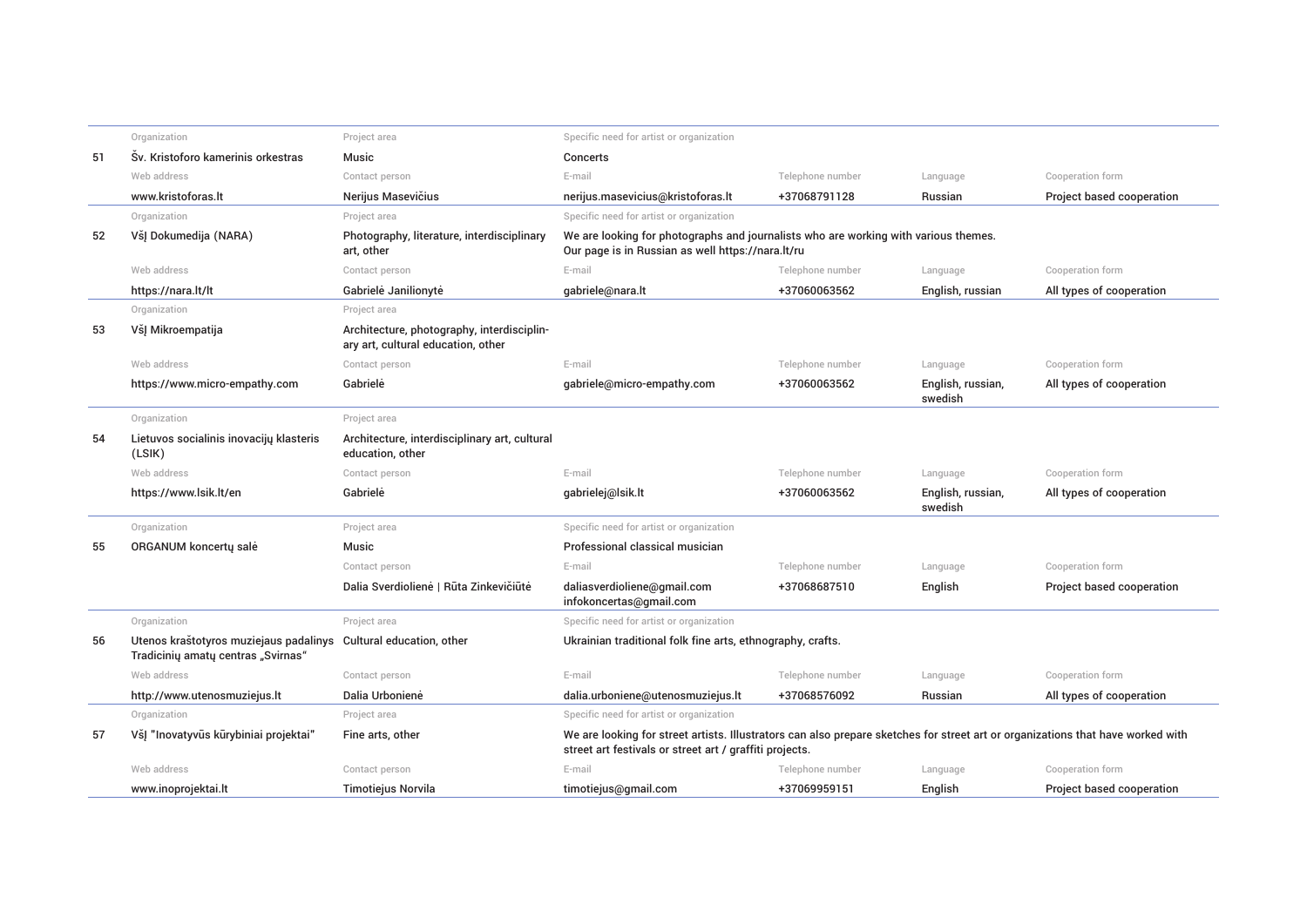| # | Organization | Project area | Specific need for artist or organization | | | |
|---|---|---|---|---|---|---|
| | **Web address** | **Contact person** | **E-mail** | **Telephone number** | **Language** | **Cooperation form** |
| 51 | Šv. Kristoforo kamerinis orkestras | Music | Concerts | | | |
| | www.kristoforas.lt | Nerijus Masevičius | nerijus.masevicius@kristoforas.lt | +37068791128 | Russian | Project based cooperation |
| 52 | VšĮ Dokumedija (NARA) | Photography, literature, interdisciplinary art, other | We are looking for photographs and journalists who are working with various themes. Our page is in Russian as well https://nara.lt/ru | | | |
| | https://nara.lt/lt | Gabrielė Janilionytė | gabriele@nara.lt | +37060063562 | English, russian | All types of cooperation |
| 53 | VšĮ Mikroempatija | Architecture, photography, interdisciplinary art, cultural education, other | | | | |
| | https://www.micro-empathy.com | Gabrielė | gabriele@micro-empathy.com | +37060063562 | English, russian, swedish | All types of cooperation |
| 54 | Lietuvos socialinis inovacijų klasteris (LSIK) | Architecture, interdisciplinary art, cultural education, other | | | | |
| | https://www.lsik.lt/en | Gabrielė | gabrielej@lsik.lt | +37060063562 | English, russian, swedish | All types of cooperation |
| 55 | ORGANUM koncertų salė | Music | Professional classical musician | | | |
| | | Dalia Sverdiolienė \| Rūta Zinkevičiūtė | daliasverdioliene@gmail.com infokoncertas@gmail.com | +37068687510 | English | Project based cooperation |
| 56 | Utenos kraštotyros muziejaus padalinys Tradicinių amatų centras „Svirnas" | Cultural education, other | Ukrainian traditional folk fine arts, ethnography, crafts. | | | |
| | http://www.utenosmuziejus.lt | Dalia Urbonienė | dalia.urboniene@utenosmuziejus.lt | +37068576092 | Russian | All types of cooperation |
| 57 | VšĮ "Inovatyvūs kūrybiniai projektai" | Fine arts, other | We are looking for street artists. Illustrators can also prepare sketches for street art or organizations that have worked with street art festivals or street art / graffiti projects. | | | |
| | www.inoprojektai.lt | Timotiejus Norvila | timotiejus@gmail.com | +37069959151 | English | Project based cooperation |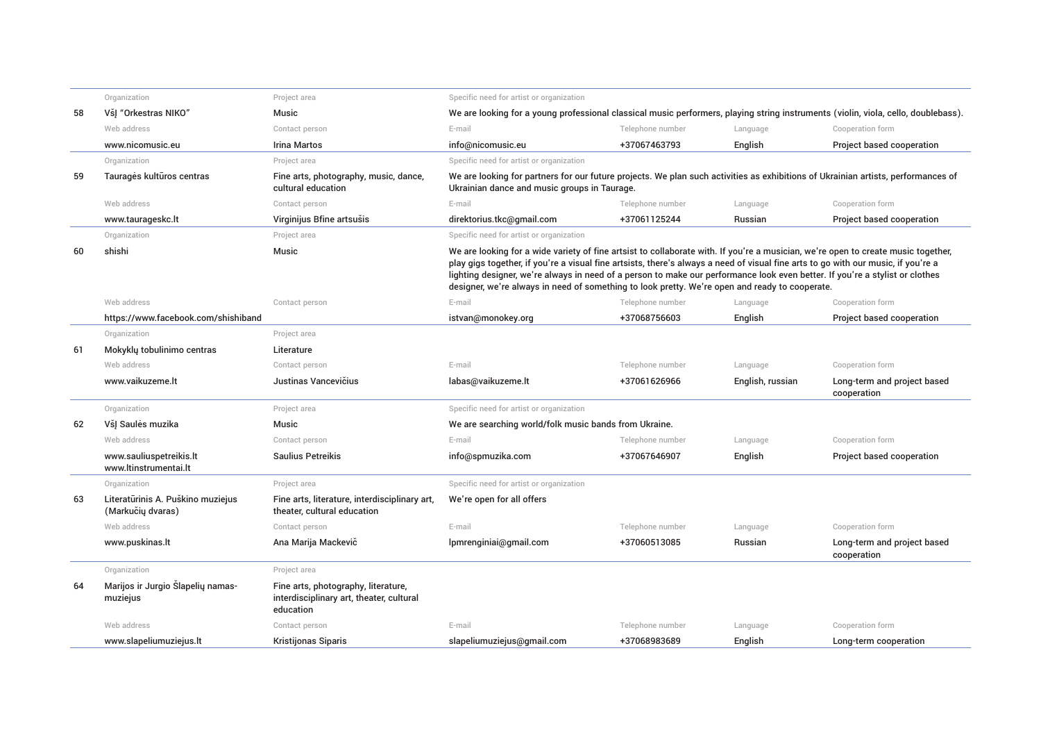| No. | Organization | Project area | Specific need for artist or organization | Web address | Contact person | E-mail | Telephone number | Language | Cooperation form |
|---|---|---|---|---|---|---|---|---|---|
| 58 | VšĮ "Orkestras NIKO" | Music | We are looking for a young professional classical music performers, playing string instruments (violin, viola, cello, doublebass). | www.nicomusic.eu | Irina Martos | info@nicomusic.eu | +37067463793 | English | Project based cooperation |
| 59 | Tauragės kultūros centras | Fine arts, photography, music, dance, cultural education | We are looking for partners for our future projects. We plan such activities as exhibitions of Ukrainian artists, performances of Ukrainian dance and music groups in Taurage. | www.taurageskc.lt | Virginijus Bfine artsušis | direktorius.tkc@gmail.com | +37061125244 | Russian | Project based cooperation |
| 60 | shishi | Music | We are looking for a wide variety of fine artsist to collaborate with. If you're a musician, we're open to create music together, play gigs together, if you're a visual fine artsists, there's always a need of visual fine arts to go with our music, if you're a lighting designer, we're always in need of a person to make our performance look even better. If you're a stylist or clothes designer, we're always in need of something to look pretty. We're open and ready to cooperate. | https://www.facebook.com/shishiband | | istvan@monokey.org | +37068756603 | English | Project based cooperation |
| 61 | Mokyklų tobulinimo centras | Literature | | www.vaikuzeme.lt | Justinas Vancevičius | labas@vaikuzeme.lt | +37061626966 | English, russian | Long-term and project based cooperation |
| 62 | VšĮ Saulės muzika | Music | We are searching world/folk music bands from Ukraine. | www.sauliuspetreikis.lt www.ltinstrumentai.lt | Saulius Petreikis | info@spmuzika.com | +37067646907 | English | Project based cooperation |
| 63 | Literatūrinis A. Puškino muziejus (Markučių dvaras) | Fine arts, literature, interdisciplinary art, theater, cultural education | We're open for all offers | www.puskinas.lt | Ana Marija Mackevič | lpmrenginiai@gmail.com | +37060513085 | Russian | Long-term and project based cooperation |
| 64 | Marijos ir Jurgio Šlapelių namas-muziejus | Fine arts, photography, literature, interdisciplinary art, theater, cultural education | | www.slapeliumuziejus.lt | Kristijonas Siparis | slapeliumuziejus@gmail.com | +37068983689 | English | Long-term cooperation |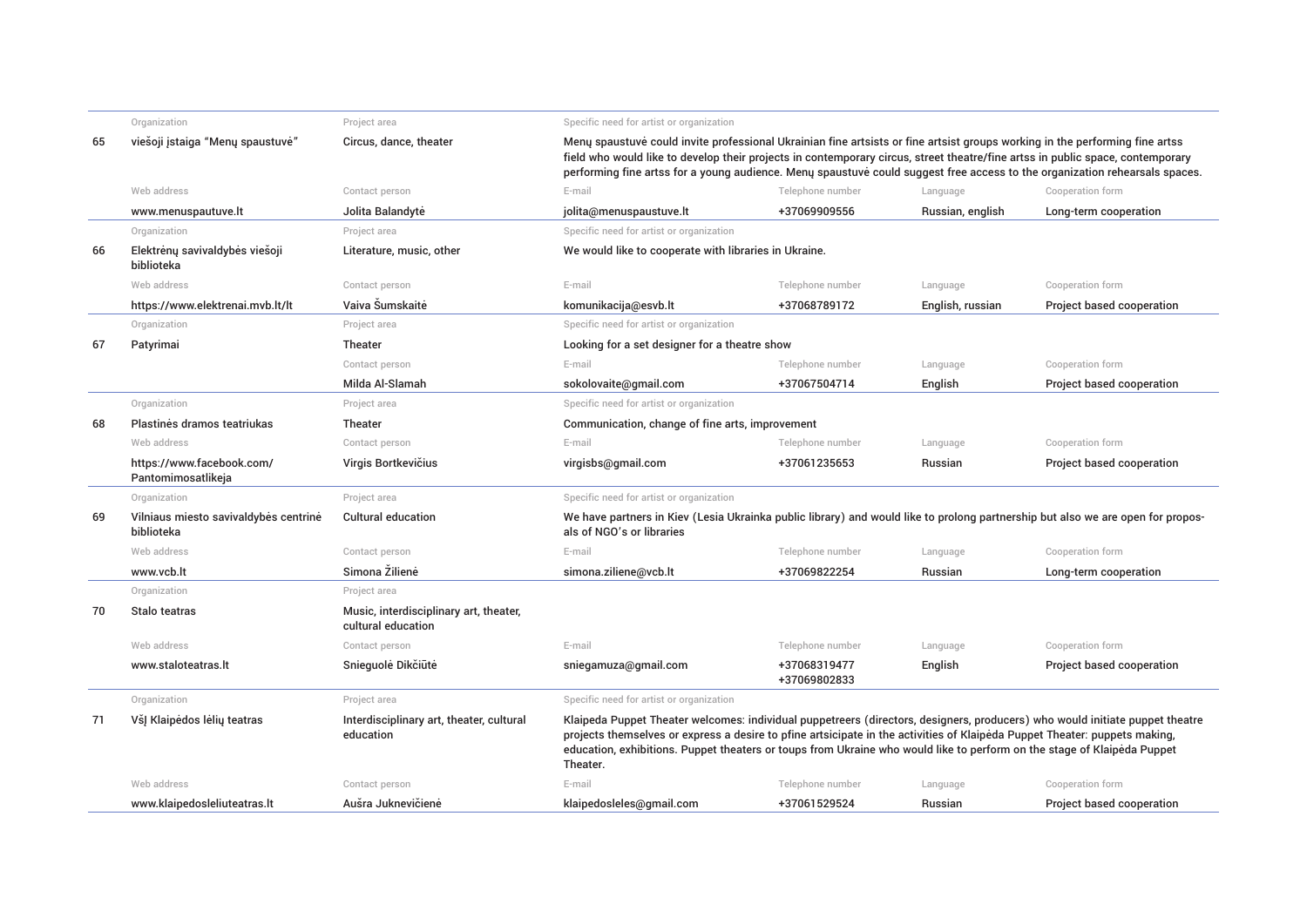| # | Organization | Project area | Specific need for artist or organization | | | |
|---|---|---|---|---|---|---|
| | **Web address** | **Contact person** | **E-mail** | **Telephone number** | **Language** | **Cooperation form** |
| 65 | viešoji įstaiga "Menų spaustuvė" | Circus, dance, theater | Menų spaustuvė could invite professional Ukrainian fine artsists or fine artsist groups working in the performing fine artss field who would like to develop their projects in contemporary circus, street theatre/fine artss in public space, contemporary performing fine artss for a young audience. Menų spaustuvė could suggest free access to the organization rehearsals spaces. | | | |
| | www.menuspautuve.lt | Jolita Balandytė | jolita@menuspaustuve.lt | +37069909556 | Russian, english | Long-term cooperation |
| 66 | Elektrėnų savivaldybės viešoji biblioteka | Literature, music, other | We would like to cooperate with libraries in Ukraine. | | | |
| | https://www.elektrenai.mvb.lt/lt | Vaiva Šumskaitė | komunikacija@esvb.lt | +37068789172 | English, russian | Project based cooperation |
| 67 | Patyrimai | Theater | Looking for a set designer for a theatre show | | | |
| | | Milda Al-Slamah | sokolovaite@gmail.com | +37067504714 | English | Project based cooperation |
| 68 | Plastinės dramos teatriukas | Theater | Communication, change of fine arts, improvement | | | |
| | https://www.facebook.com/Pantomimosatlikeja | Virgis Bortkevičius | virgisbs@gmail.com | +37061235653 | Russian | Project based cooperation |
| 69 | Vilniaus miesto savivaldybės centrinė biblioteka | Cultural education | We have partners in Kiev (Lesia Ukrainka public library) and would like to prolong partnership but also we are open for proposals of NGO's or libraries | | | |
| | www.vcb.lt | Simona Žilienė | simona.ziliene@vcb.lt | +37069822254 | Russian | Long-term cooperation |
| 70 | Stalo teatras | Music, interdisciplinary art, theater, cultural education | | | | |
| | www.staloteatras.lt | Snieguolė Dikčiūtė | sniegamuza@gmail.com | +37068319477 +37069802833 | English | Project based cooperation |
| 71 | VšĮ Klaipėdos lėlių teatras | Interdisciplinary art, theater, cultural education | Klaipeda Puppet Theater welcomes: individual puppetreers (directors, designers, producers) who would initiate puppet theatre projects themselves or express a desire to pfine artsicipate in the activities of Klaipėda Puppet Theater: puppets making, education, exhibitions. Puppet theaters or toups from Ukraine who would like to perform on the stage of Klaipėda Puppet Theater. | | | |
| | www.klaipedosleliuteatras.lt | Aušra Juknevičienė | klaipedosleles@gmail.com | +37061529524 | Russian | Project based cooperation |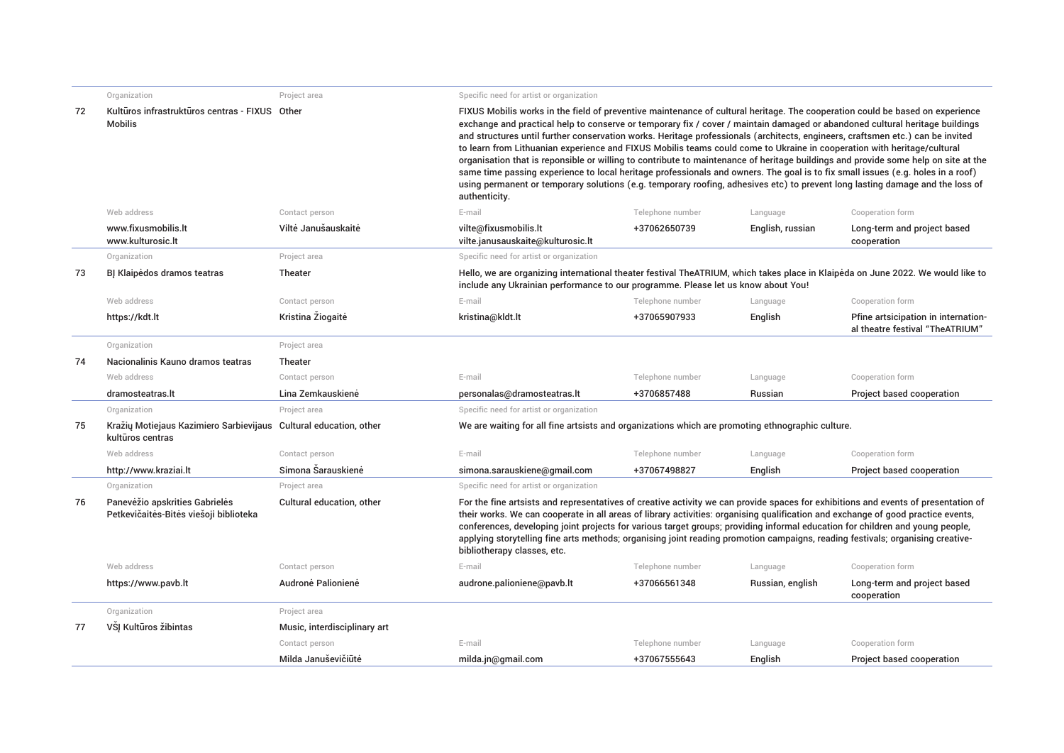| | Organization | Project area | Specific need for artist or organization | | | |
|---|---|---|---|---|---|---|
| 72 | Kultūros infrastruktūros centras - FIXUS Mobilis | Other | FIXUS Mobilis works in the field of preventive maintenance of cultural heritage. The cooperation could be based on experience exchange and practical help to conserve or temporary fix / cover / maintain damaged or abandoned cultural heritage buildings and structures until further conservation works. Heritage professionals (architects, engineers, craftsmen etc.) can be invited to learn from Lithuanian experience and FIXUS Mobilis teams could come to Ukraine in cooperation with heritage/cultural organisation that is reponsible or willing to contribute to maintenance of heritage buildings and provide some help on site at the same time passing experience to local heritage professionals and owners. The goal is to fix small issues (e.g. holes in a roof) using permanent or temporary solutions (e.g. temporary roofing, adhesives etc) to prevent long lasting damage and the loss of authenticity. | | | |
| | Web address | Contact person | E-mail | Telephone number | Language | Cooperation form |
| | www.fixusmobilis.lt www.kulturosic.lt | Viltė Janušauskaitė | vilte@fixusmobilis.lt vilte.janusauskaite@kulturosic.lt | +37062650739 | English, russian | Long-term and project based cooperation |
| | Organization | Project area | Specific need for artist or organization | | | |
| 73 | BĮ Klaipėdos dramos teatras | Theater | Hello, we are organizing international theater festival TheATRIUM, which takes place in Klaipėda on June 2022. We would like to include any Ukrainian performance to our programme. Please let us know about You! | | | |
| | Web address | Contact person | E-mail | Telephone number | Language | Cooperation form |
| | https://kdt.lt | Kristina Žiogaitė | kristina@kldt.lt | +37065907933 | English | Pfine artsicipation in international theatre festival "TheATRIUM" |
| | Organization | Project area | | | | |
| 74 | Nacionalinis Kauno dramos teatras | Theater | | | | |
| | Web address | Contact person | E-mail | Telephone number | Language | Cooperation form |
| | dramosteatras.lt | Lina Zemkauskienė | personalas@dramosteatras.lt | +3706857488 | Russian | Project based cooperation |
| | Organization | Project area | Specific need for artist or organization | | | |
| 75 | Kražių Motiejaus Kazimiero Sarbievijaus kultūros centras | Cultural education, other | We are waiting for all fine artsists and organizations which are promoting ethnographic culture. | | | |
| | Web address | Contact person | E-mail | Telephone number | Language | Cooperation form |
| | http://www.kraziai.lt | Simona Šarauskienė | simona.sarauskiene@gmail.com | +37067498827 | English | Project based cooperation |
| | Organization | Project area | Specific need for artist or organization | | | |
| 76 | Panevėžio apskrities Gabrielės Petkevičaitės-Bitės viešoji biblioteka | Cultural education, other | For the fine artsitsts and representatives of creative activity we can provide spaces for exhibitions and events of presentation of their works. We can cooperate in all areas of library activities: organising qualification and exchange of good practice events, conferences, developing joint projects for various target groups; providing informal education for children and young people, applying storytelling fine arts methods; organising joint reading promotion campaigns, reading festivals; organising creative-bibliotherapy classes, etc. | | | |
| | Web address | Contact person | E-mail | Telephone number | Language | Cooperation form |
| | https://www.pavb.lt | Audronė Palionienė | audrone.palioniene@pavb.lt | +37066561348 | Russian, english | Long-term and project based cooperation |
| | Organization | Project area | | | | |
| 77 | VŠĮ Kultūros žibintas | Music, interdisciplinary art | | | | |
| | | Contact person | E-mail | Telephone number | Language | Cooperation form |
| | | Milda Januševičiūtė | milda.jn@gmail.com | +37067555643 | English | Project based cooperation |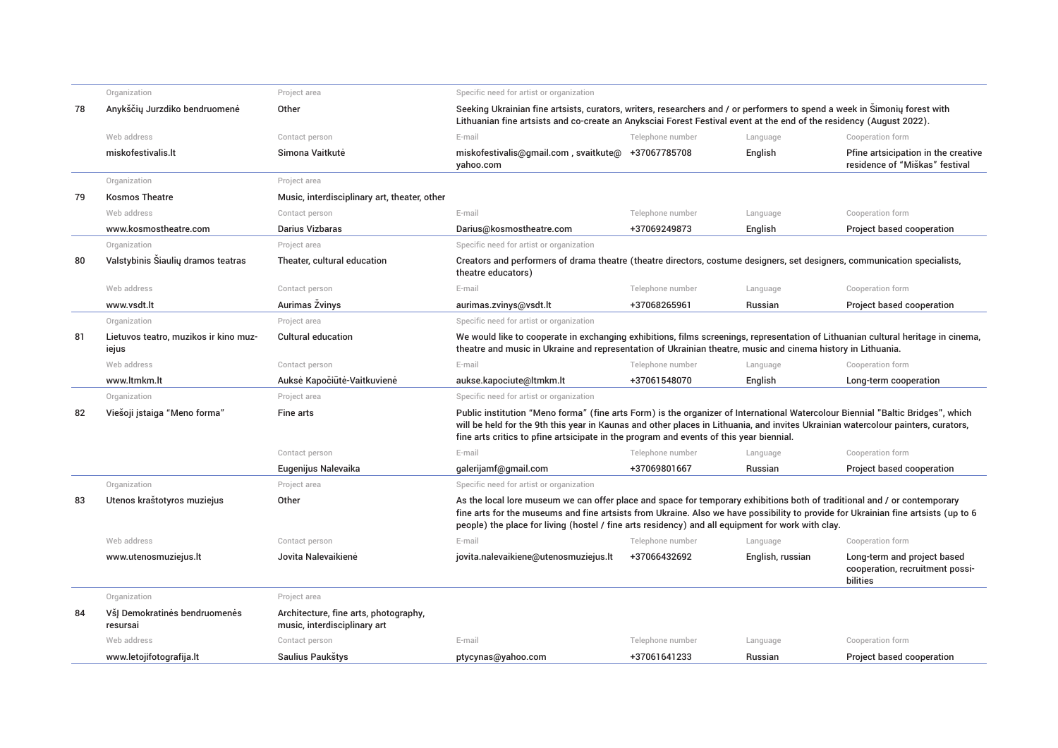| No. | Organization | Project area | Specific need for artist or organization | | | |
|---|---|---|---|---|---|---|
| | **Web address** | **Contact person** | **E-mail** | **Telephone number** | **Language** | **Cooperation form** |
| 78 | Anykščių Jurzdiko bendruomenė | Other | Seeking Ukrainian fine artsists, curators, writers, researchers and / or performers to spend a week in Šimonių forest with Lithuanian fine artsists and co-create an Anyksciai Forest Festival event at the end of the residency (August 2022). | | | |
| | miskofestivalis.lt | Simona Vaitkutė | miskofestivalis@gmail.com , svaitkute@yahoo.com | +37067785708 | English | Pfine artsicipation in the creative residence of "Miškas" festival |
| 79 | Kosmos Theatre | Music, interdisciplinary art, theater, other | | | | |
| | www.kosmostheatre.com | Darius Vizbaras | Darius@kosmostheatre.com | +37069249873 | English | Project based cooperation |
| 80 | Valstybinis Šiaulių dramos teatras | Theater, cultural education | Creators and performers of drama theatre (theatre directors, costume designers, set designers, communication specialists, theatre educators) | | | |
| | www.vsdt.lt | Aurimas Žvinys | aurimas.zvinys@vsdt.lt | +37068265961 | Russian | Project based cooperation |
| 81 | Lietuvos teatro, muzikos ir kino muziejus | Cultural education | We would like to cooperate in exchanging exhibitions, films screenings, representation of Lithuanian cultural heritage in cinema, theatre and music in Ukraine and representation of Ukrainian theatre, music and cinema history in Lithuania. | | | |
| | www.ltmkm.lt | Auksė Kapočiūtė-Vaitkuvienė | aukse.kapociute@ltmkm.lt | +37061548070 | English | Long-term cooperation |
| 82 | Viešoji įstaiga "Meno forma" | Fine arts | Public institution "Meno forma" (fine arts Form) is the organizer of International Watercolour Biennial "Baltic Bridges", which will be held for the 9th this year in Kaunas and other places in Lithuania, and invites Ukrainian watercolour painters, curators, fine arts critics to pfine artsicipate in the program and events of this year biennial. | | | |
| | | Eugenijus Nalevaika | galerijamf@gmail.com | +37069801667 | Russian | Project based cooperation |
| 83 | Utenos kraštotyros muziejus | Other | As the local lore museum we can offer place and space for temporary exhibitions both of traditional and / or contemporary fine arts for the museums and fine artsists from Ukraine. Also we have possibility to provide for Ukrainian fine artsists (up to 6 people) the place for living (hostel / fine arts residency) and all equipment for work with clay. | | | |
| | www.utenosmuziejus.lt | Jovita Nalevaikienė | jovita.nalevaikiene@utenosmuziejus.lt | +37066432692 | English, russian | Long-term and project based cooperation, recruitment possibilities |
| 84 | VšĮ Demokratinės bendruomenės resursai | Architecture, fine arts, photography, music, interdisciplinary art | | | | |
| | www.letojifotografija.lt | Saulius Paukštys | ptycynas@yahoo.com | +37061641233 | Russian | Project based cooperation |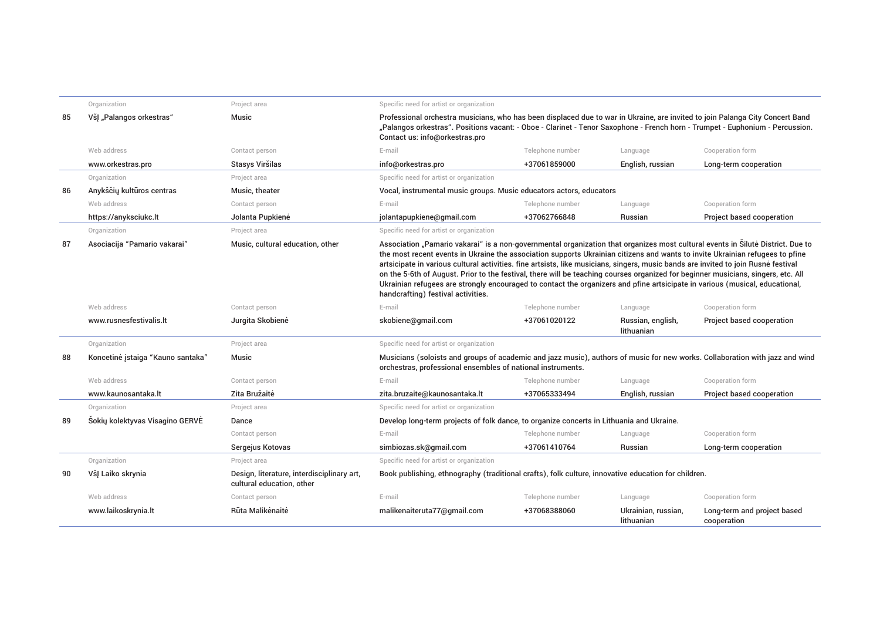| | Organization | Project area | Specific need for artist or organization | | | |
|---|---|---|---|---|---|---|
| 85 | VšĮ „Palangos orkestras" | Music | Professional orchestra musicians, who has been displaced due to war in Ukraine, are invited to join Palanga City Concert Band „Palangos orkestras". Positions vacant: - Oboe - Clarinet - Tenor Saxophone - French horn - Trumpet - Euphonium - Percussion. Contact us: info@orkestras.pro | | | |
| | **Web address** | **Contact person** | **E-mail** | **Telephone number** | **Language** | **Cooperation form** |
| | www.orkestras.pro | Stasys Viršilas | info@orkestras.pro | +37061859000 | English, russian | Long-term cooperation |
| | **Organization** | **Project area** | **Specific need for artist or organization** | | | |
| 86 | Anykščių kultūros centras | Music, theater | Vocal, instrumental music groups. Music educators actors, educators | | | |
| | **Web address** | **Contact person** | **E-mail** | **Telephone number** | **Language** | **Cooperation form** |
| | https://anyksciukc.lt | Jolanta Pupkienė | jolantapupkiene@gmail.com | +37062766848 | Russian | Project based cooperation |
| | **Organization** | **Project area** | **Specific need for artist or organization** | | | |
| 87 | Asociacija "Pamario vakarai" | Music, cultural education, other | Association „Pamario vakarai" is a non-governmental organization that organizes most cultural events in Šilutė District. Due to the most recent events in Ukraine the association supports Ukrainian citizens and wants to invite Ukrainian refugees to pfine artsicipate in various cultural activities. fine artsists, like musicians, singers, music bands are invited to join Rusnė festival on the 5-6th of August. Prior to the festival, there will be teaching courses organized for beginner musicians, singers, etc. All Ukrainian refugees are strongly encouraged to contact the organizers and pfine artsicipate in various (musical, educational, handcrafting) festival activities. | | | |
| | **Web address** | **Contact person** | **E-mail** | **Telephone number** | **Language** | **Cooperation form** |
| | www.rusnesfestivalis.lt | Jurgita Skobienė | skobiene@gmail.com | +37061020122 | Russian, english, lithuanian | Project based cooperation |
| | **Organization** | **Project area** | **Specific need for artist or organization** | | | |
| 88 | Koncetinė įstaiga "Kauno santaka" | Music | Musicians (soloists and groups of academic and jazz music), authors of music for new works. Collaboration with jazz and wind orchestras, professional ensembles of national instruments. | | | |
| | **Web address** | **Contact person** | **E-mail** | **Telephone number** | **Language** | **Cooperation form** |
| | www.kaunosantaka.lt | Zita Bružaitė | zita.bruzaite@kaunosantaka.lt | +37065333494 | English, russian | Project based cooperation |
| | **Organization** | **Project area** | **Specific need for artist or organization** | | | |
| 89 | Šokių kolektyvas Visagino GERVĖ | Dance | Develop long-term projects of folk dance, to organize concerts in Lithuania and Ukraine. | | | |
| | | **Contact person** | **E-mail** | **Telephone number** | **Language** | **Cooperation form** |
| | | Sergejus Kotovas | simbiozas.sk@gmail.com | +37061410764 | Russian | Long-term cooperation |
| | **Organization** | **Project area** | **Specific need for artist or organization** | | | |
| 90 | VšĮ Laiko skrynia | Design, literature, interdisciplinary art, cultural education, other | Book publishing, ethnography (traditional crafts), folk culture, innovative education for children. | | | |
| | **Web address** | **Contact person** | **E-mail** | **Telephone number** | **Language** | **Cooperation form** |
| | www.laikoskrynia.lt | Rūta Malikėnaitė | malikenaiteruta77@gmail.com | +37068388060 | Ukrainian, russian, lithuanian | Long-term and project based cooperation |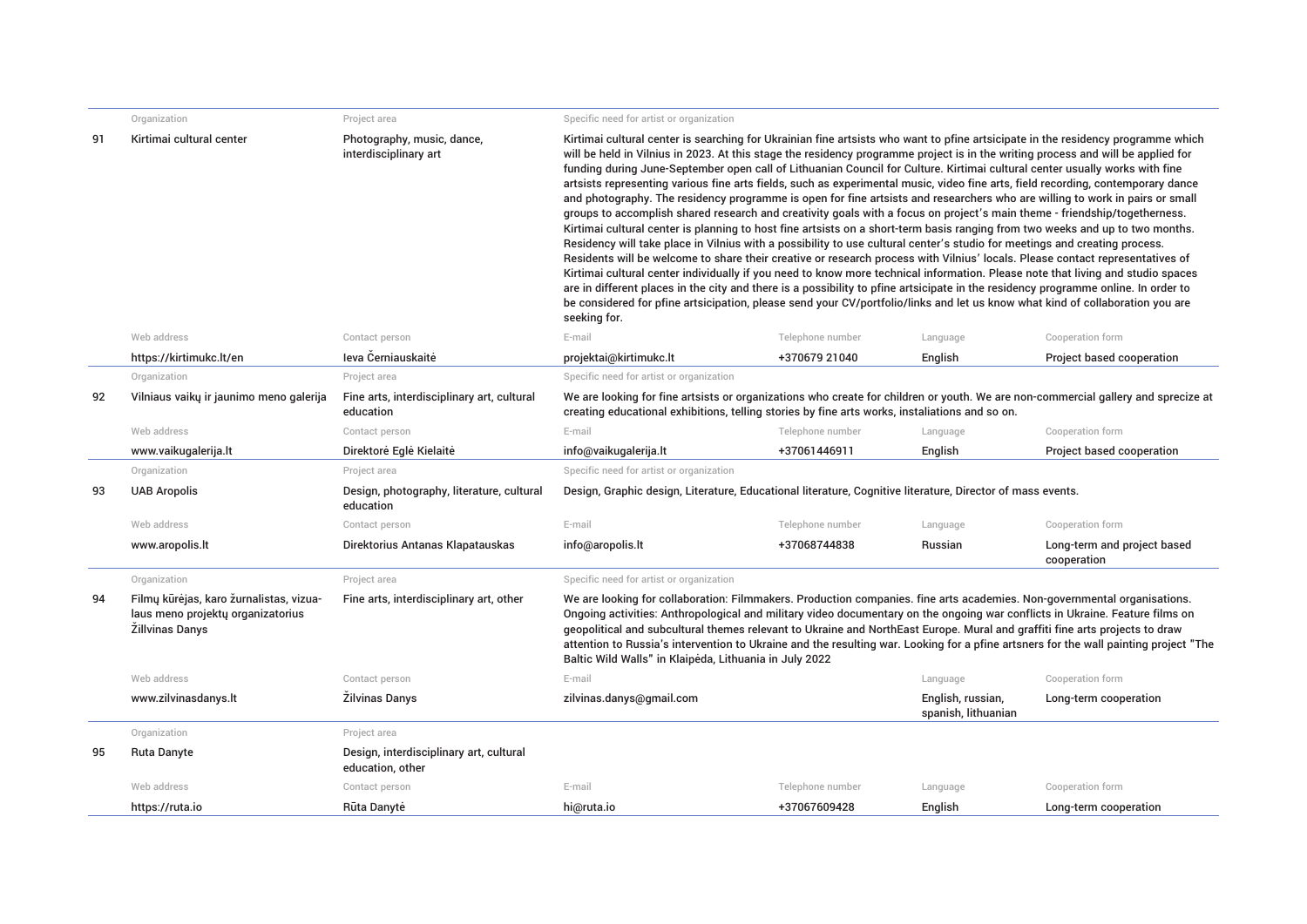| # | Organization | Project area | Specific need for artist or organization | | | |
|---|---|---|---|---|---|---|
| 91 | Kirtimai cultural center | Photography, music, dance, interdisciplinary art | Kirtimai cultural center is searching for Ukrainian fine artsists who want to pfine artsicipate in the residency programme which will be held in Vilnius in 2023. At this stage the residency programme project is in the writing process and will be applied for funding during June-September open call of Lithuanian Council for Culture. Kirtimai cultural center usually works with fine artsists representing various fine arts fields, such as experimental music, video fine arts, field recording, contemporary dance and photography. The residency programme is open for fine artsists and researchers who are willing to work in pairs or small groups to accomplish shared research and creativity goals with a focus on project's main theme - friendship/togetherness. Kirtimai cultural center is planning to host fine artsists on a short-term basis ranging from two weeks and up to two months. Residency will take place in Vilnius with a possibility to use cultural center's studio for meetings and creating process. Residents will be welcome to share their creative or research process with Vilnius' locals. Please contact representatives of Kirtimai cultural center individually if you need to know more technical information. Please note that living and studio spaces are in different places in the city and there is a possibility to pfine artsicipate in the residency programme online. In order to be considered for pfine artsicipation, please send your CV/portfolio/links and let us know what kind of collaboration you are seeking for. | | | |
| | **Web address** | **Contact person** | **E-mail** | **Telephone number** | **Language** | **Cooperation form** |
| | https://kirtimukc.lt/en | Ieva Černiauskaitė | projektai@kirtimukc.lt | +370679 21040 | English | Project based cooperation |
| 92 | Vilniaus vaikų ir jaunimo meno galerija | Fine arts, interdisciplinary art, cultural education | We are looking for fine artsists or organizations who create for children or youth. We are non-commercial gallery and sprecize at creating educational exhibitions, telling stories by fine arts works, instaliations and so on. | | | |
| | **Web address** | **Contact person** | **E-mail** | **Telephone number** | **Language** | **Cooperation form** |
| | www.vaikugalerija.lt | Direktorė Eglė Kielaitė | info@vaikugalerija.lt | +37061446911 | English | Project based cooperation |
| 93 | UAB Aropolis | Design, photography, literature, cultural education | Design, Graphic design, Literature, Educational literature, Cognitive literature, Director of mass events. | | | |
| | **Web address** | **Contact person** | **E-mail** | **Telephone number** | **Language** | **Cooperation form** |
| | www.aropolis.lt | Direktorius Antanas Klapatauskas | info@aropolis.lt | +37068744838 | Russian | Long-term and project based cooperation |
| 94 | Filmų kūrėjas, karo žurnalistas, vizualaus meno projektų organizatorius Žillvinas Danys | Fine arts, interdisciplinary art, other | We are looking for collaboration: Filmmakers. Production companies. fine arts academies. Non-governmental organisations. Ongoing activities: Anthropological and military video documentary on the ongoing war conflicts in Ukraine. Feature films on geopolitical and subcultural themes relevant to Ukraine and NorthEast Europe. Mural and graffiti fine arts projects to draw attention to Russia's intervention to Ukraine and the resulting war. Looking for a pfine artsners for the wall painting project "The Baltic Wild Walls" in Klaipėda, Lithuania in July 2022 | | | |
| | **Web address** | **Contact person** | **E-mail** | | **Language** | **Cooperation form** |
| | www.zilvinasdanys.lt | Žilvinas Danys | zilvinas.danys@gmail.com | | English, russian, spanish, lithuanian | Long-term cooperation |
| 95 | Ruta Danyte | Design, interdisciplinary art, cultural education, other | | | | |
| | **Web address** | **Contact person** | **E-mail** | **Telephone number** | **Language** | **Cooperation form** |
| | https://ruta.io | Rūta Danytė | hi@ruta.io | +37067609428 | English | Long-term cooperation |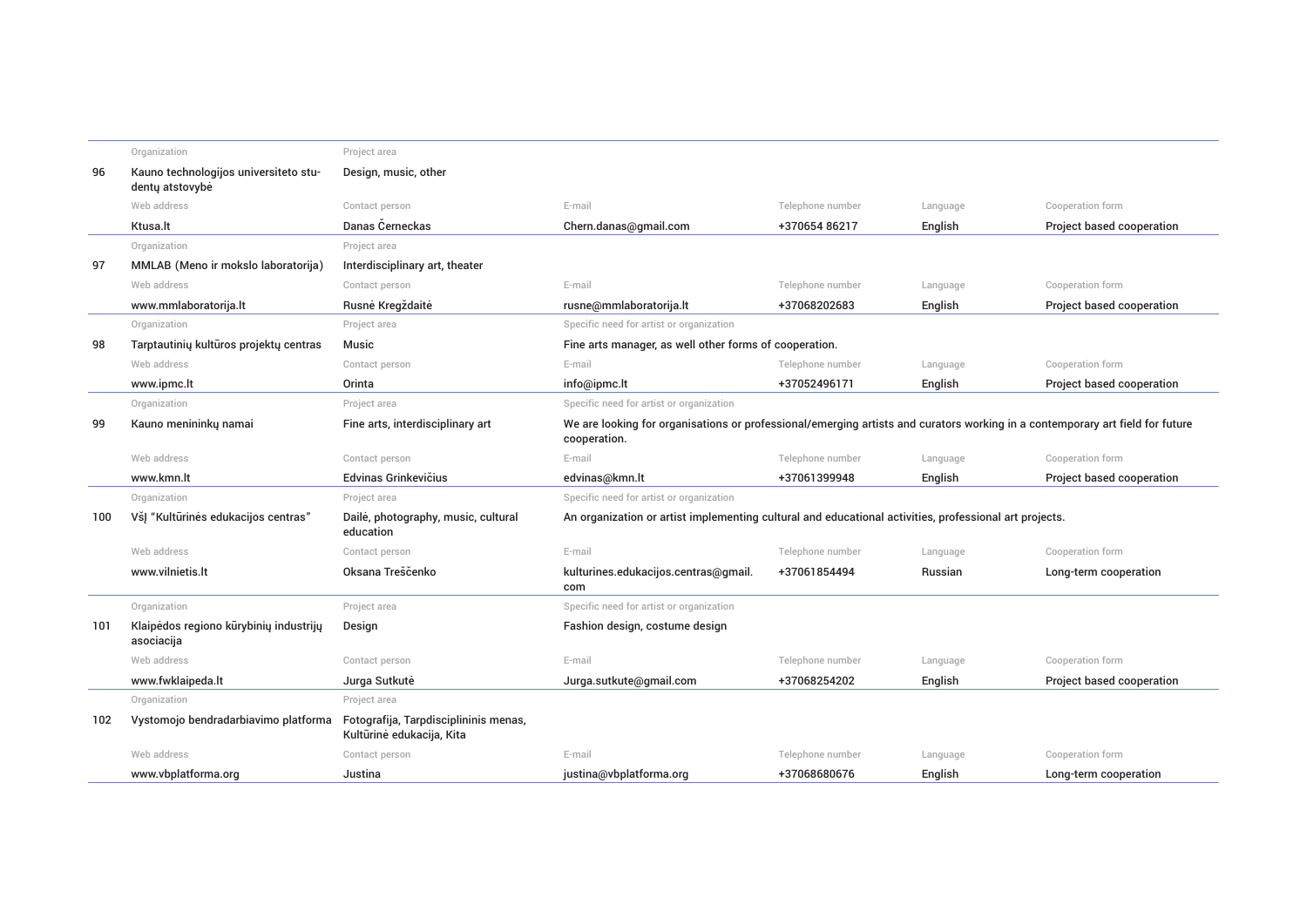| No. | Organization | Project area | Specific need for artist or organization | Web address | Contact person | E-mail | Telephone number | Language | Cooperation form |
|---|---|---|---|---|---|---|---|---|---|
| 96 | Kauno technologijos universiteto studentų atstovybė | Design, music, other | | Ktusa.lt | Danas Černeckas | Chern.danas@gmail.com | +370654 86217 | English | Project based cooperation |
| 97 | MMLAB (Meno ir mokslo laboratorija) | Interdisciplinary art, theater | | www.mmlaboratorija.lt | Rusnė Kregždaitė | rusne@mmlaboratorija.lt | +37068202683 | English | Project based cooperation |
| 98 | Tarptautinių kultūros projektų centras | Music | Fine arts manager, as well other forms of cooperation. | www.ipmc.lt | Orinta | info@ipmc.lt | +37052496171 | English | Project based cooperation |
| 99 | Kauno menininkų namai | Fine arts, interdisciplinary art | We are looking for organisations or professional/emerging artists and curators working in a contemporary art field for future cooperation. | www.kmn.lt | Edvinas Grinkevičius | edvinas@kmn.lt | +37061399948 | English | Project based cooperation |
| 100 | VšĮ "Kultūrinės edukacijos centras" | Dailė, photography, music, cultural education | An organization or artist implementing cultural and educational activities, professional art projects. | www.vilnietis.lt | Oksana Treščenko | kulturines.edukacijos.centras@gmail.com | +37061854494 | Russian | Long-term cooperation |
| 101 | Klaipėdos regiono kūrybinių industrijų asociacija | Design | Fashion design, costume design | www.fwklaipeda.lt | Jurga Sutkutė | Jurga.sutkute@gmail.com | +37068254202 | English | Project based cooperation |
| 102 | Vystomojo bendradarbiavimo platforma | Fotografija, Tarpdisciplininis menas, Kultūrinė edukacija, Kita | | www.vbplatforma.org | Justina | justina@vbplatforma.org | +37068680676 | English | Long-term cooperation |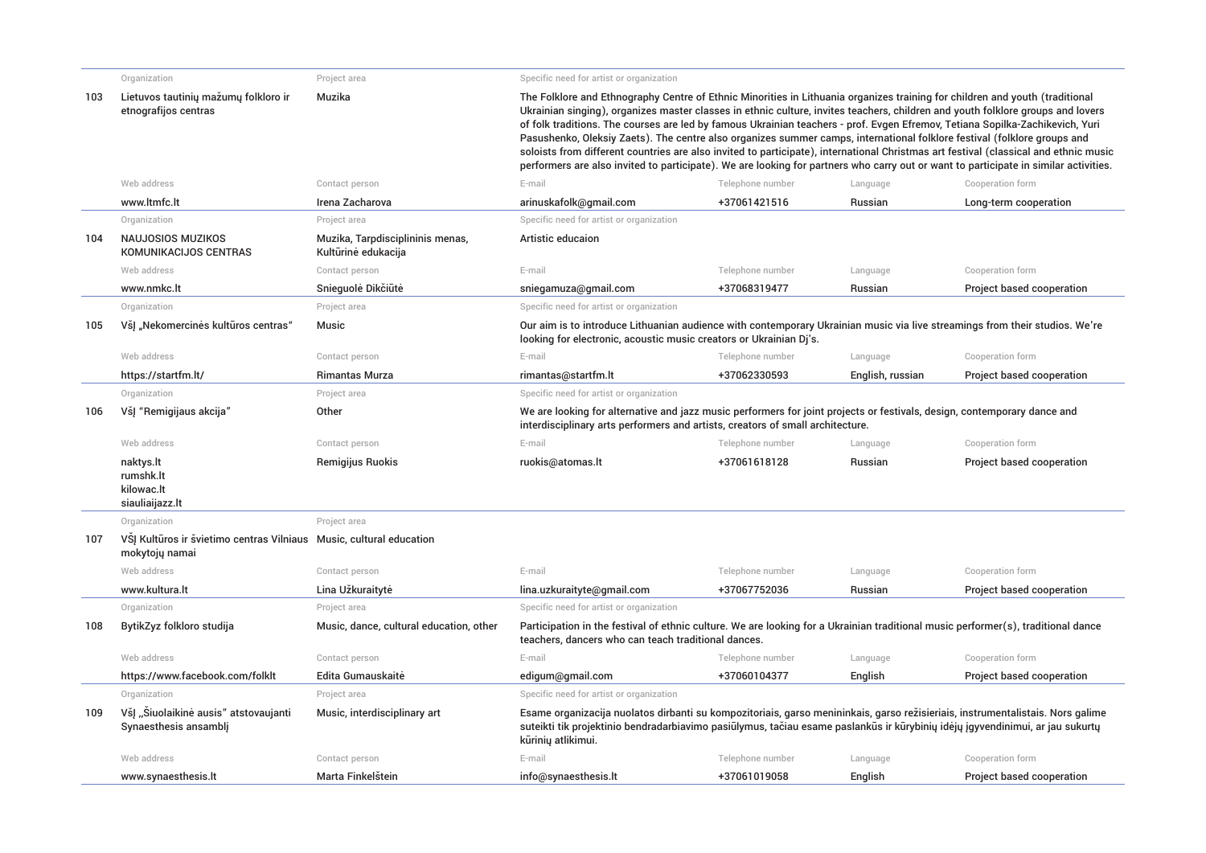| No. | Organization | Project area | Specific need for artist or organization | Web address | Contact person | E-mail | Telephone number | Language | Cooperation form |
|---|---|---|---|---|---|---|---|---|---|
| 103 | Lietuvos tautinių mažumų folkloro ir etnografijos centras | Muzika | The Folklore and Ethnography Centre of Ethnic Minorities in Lithuania organizes training for children and youth (traditional Ukrainian singing), organizes master classes in ethnic culture, invites teachers, children and youth folklore groups and lovers of folk traditions. The courses are led by famous Ukrainian teachers - prof. Evgen Efremov, Tetiana Sopilka-Zachikevich, Yuri Pasushenko, Oleksiy Zaets). The centre also organizes summer camps, international folklore festival (folklore groups and soloists from different countries are also invited to participate), international Christmas art festival (classical and ethnic music performers are also invited to participate). We are looking for partners who carry out or want to participate in similar activities. | www.ltmfc.lt | Irena Zacharova | arinuskafolk@gmail.com | +37061421516 | Russian | Long-term cooperation |
| 104 | NAUJOSIOS MUZIKOS KOMUNIKACIJOS CENTRAS | Muzika, Tarpdisciplininis menas, Kultūrinė edukacija | Artistic educaion | www.nmkc.lt | Snieguolė Dikčiūtė | sniegamuza@gmail.com | +37068319477 | Russian | Project based cooperation |
| 105 | VšĮ „Nekomercinės kultūros centras“ | Music | Our aim is to introduce Lithuanian audience with contemporary Ukrainian music via live streamings from their studios. We're looking for electronic, acoustic music creators or Ukrainian Dj's. | https://startfm.lt/ | Rimantas Murza | rimantas@startfm.lt | +37062330593 | English, russian | Project based cooperation |
| 106 | VšĮ "Remigijaus akcija" | Other | We are looking for alternative and jazz music performers for joint projects or festivals, design, contemporary dance and interdisciplinary arts performers and artists, creators of small architecture. | naktys.lt<br>rumshk.lt<br>kilowac.lt<br>siauliaijazz.lt | Remigijus Ruokis | ruokis@atomas.lt | +37061618128 | Russian | Project based cooperation |
| 107 | VŠĮ Kultūros ir švietimo centras Vilniaus mokytojų namai | Music, cultural education | | www.kultura.lt | Lina Užkuraitytė | lina.uzkuraityte@gmail.com | +37067752036 | Russian | Project based cooperation |
| 108 | BytikZyz folkloro studija | Music, dance, cultural education, other | Participation in the festival of ethnic culture. We are looking for a Ukrainian traditional music performer(s), traditional dance teachers, dancers who can teach traditional dances. | https://www.facebook.com/folklt | Edita Gumauskaitė | edigum@gmail.com | +37060104377 | English | Project based cooperation |
| 109 | VšĮ „Šiuolaikinė ausis" atstovaujanti Synaesthesis ansamblį | Music, interdisciplinary art | Esame organizacija nuolatos dirbanti su kompozitoriais, garso menininkais, garso režisieriais, instrumentalistais. Nors galime suteikti tik projektinio bendradarbiavimo pasiūlymus, tačiau esame paslankūs ir kūrybinių idėjų įgyvendinimui, ar jau sukurtų kūrinių atlikimui. | www.synaesthesis.lt | Marta Finkelštein | info@synaesthesis.lt | +37061019058 | English | Project based cooperation |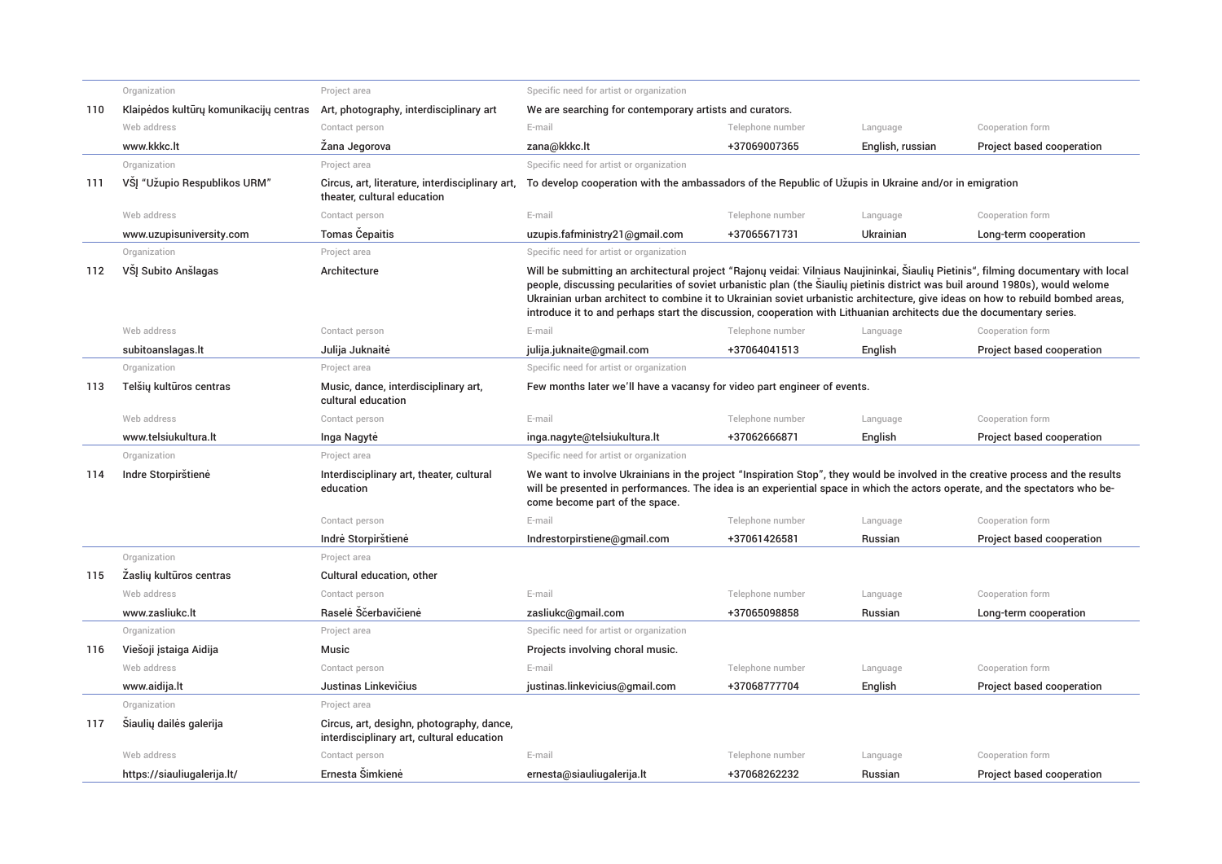| No. | Organization | Project area | Specific need for artist or organization | Web address | Contact person | E-mail | Telephone number | Language | Cooperation form |
|---|---|---|---|---|---|---|---|---|---|
| 110 | Klaipėdos kultūrų komunikacijų centras | Art, photography, interdisciplinary art | We are searching for contemporary artists and curators. | www.kkkc.lt | Žana Jegorova | zana@kkkc.lt | +37069007365 | English, russian | Project based cooperation |
| 111 | VšĮ "Užupio Respublikos URM" | Circus, art, literature, interdisciplinary art, theater, cultural education | To develop cooperation with the ambassadors of the Republic of Užupis in Ukraine and/or in emigration | www.uzupisuniversity.com | Tomas Čepaitis | uzupis.fafministry21@gmail.com | +37065671731 | Ukrainian | Long-term cooperation |
| 112 | VšĮ Subito Anšlagas | Architecture | Will be submitting an architectural project "Rajonų veidai: Vilniaus Naujininkai, Šiaulių Pietinis", filming documentary with local people, discussing pecularities of soviet urbanistic plan (the Šiaulių pietinis district was buil around 1980s), would welome Ukrainian urban architect to combine it to Ukrainian soviet urbanistic architecture, give ideas on how to rebuild bombed areas, introduce it to and perhaps start the discussion, cooperation with Lithuanian architects due the documentary series. | subitoanslagas.lt | Julija Juknaitė | julija.juknaite@gmail.com | +37064041513 | English | Project based cooperation |
| 113 | Telšių kultūros centras | Music, dance, interdisciplinary art, cultural education | Few months later we'll have a vacansy for video part engineer of events. | www.telsiukultura.lt | Inga Nagytė | inga.nagyte@telsiukultura.lt | +37062666871 | English | Project based cooperation |
| 114 | Indre Storpirštienė | Interdisciplinary art, theater, cultural education | We want to involve Ukrainians in the project "Inspiration Stop", they would be involved in the creative process and the results will be presented in performances. The idea is an experiential space in which the actors operate, and the spectators who be-come become part of the space. | | Indrė Storpirštienė | Indrestorpirstiene@gmail.com | +37061426581 | Russian | Project based cooperation |
| 115 | Žaslių kultūros centras | Cultural education, other | | www.zasliukc.lt | Raselė Ščerbavičienė | zasliukc@gmail.com | +37065098858 | Russian | Long-term cooperation |
| 116 | Viešoji įstaiga Aidija | Music | Projects involving choral music. | www.aidija.lt | Justinas Linkevičius | justinas.linkevicius@gmail.com | +37068777704 | English | Project based cooperation |
| 117 | Šiaulių dailės galerija | Circus, art, desighn, photography, dance, interdisciplinary art, cultural education | | https://siauliugalerija.lt/ | Ernesta Šimkienė | ernesta@siauliugalerija.lt | +37068262232 | Russian | Project based cooperation |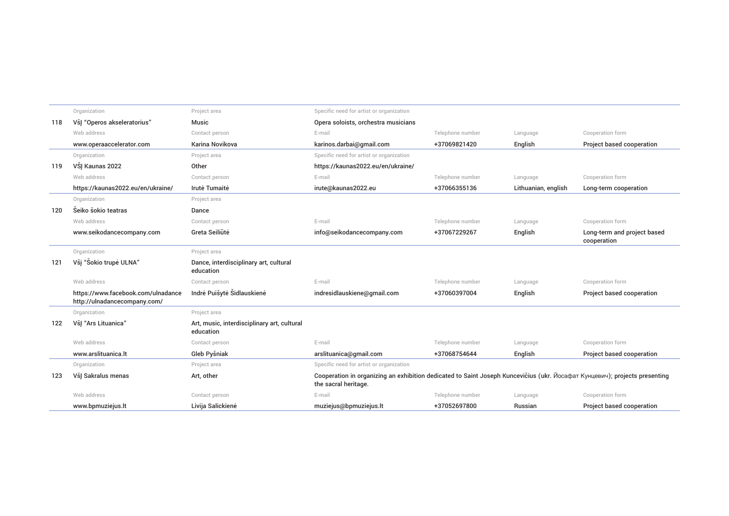| No. | Organization | Project area | Specific need for artist or organization | Web address | Contact person | E-mail | Telephone number | Language | Cooperation form |
|---|---|---|---|---|---|---|---|---|---|
| 118 | VšĮ "Operos akseleratorius" | Music | Opera soloists, orchestra musicians | www.operaaccelerator.com | Karina Novikova | karinos.darbai@gmail.com | +37069821420 | English | Project based cooperation |
| 119 | VŠĮ Kaunas 2022 | Other | https://kaunas2022.eu/en/ukraine/ | https://kaunas2022.eu/en/ukraine/ | Irutė Tumaitė | irute@kaunas2022.eu | +37066355136 | Lithuanian, english | Long-term cooperation |
| 120 | Šeiko šokio teatras | Dance | | www.seikodancecompany.com | Greta Seiliūtė | info@seikodancecompany.com | +37067229267 | English | Long-term and project based cooperation |
| 121 | Všį "Šokio trupė ULNA" | Dance, interdisciplinary art, cultural education | | https://www.facebook.com/ulnadance http://ulnadancecompany.com/ | Indrė Puišytė Šidlauskienė | indresidlauskiene@gmail.com | +37060397004 | English | Project based cooperation |
| 122 | VšĮ "Ars Lituanica" | Art, music, interdisciplinary art, cultural education | | www.arslituanica.lt | Gleb Pyšniak | arslituanica@gmail.com | +37068754644 | English | Project based cooperation |
| 123 | VšĮ Sakralus menas | Art, other | Cooperation in organizing an exhibition dedicated to Saint Joseph Kuncevičius (ukr. Йосафат Кунцевич); projects presenting the sacral heritage. | www.bpmuziejus.lt | Livija Salickienė | muziejus@bpmuziejus.lt | +37052697800 | Russian | Project based cooperation |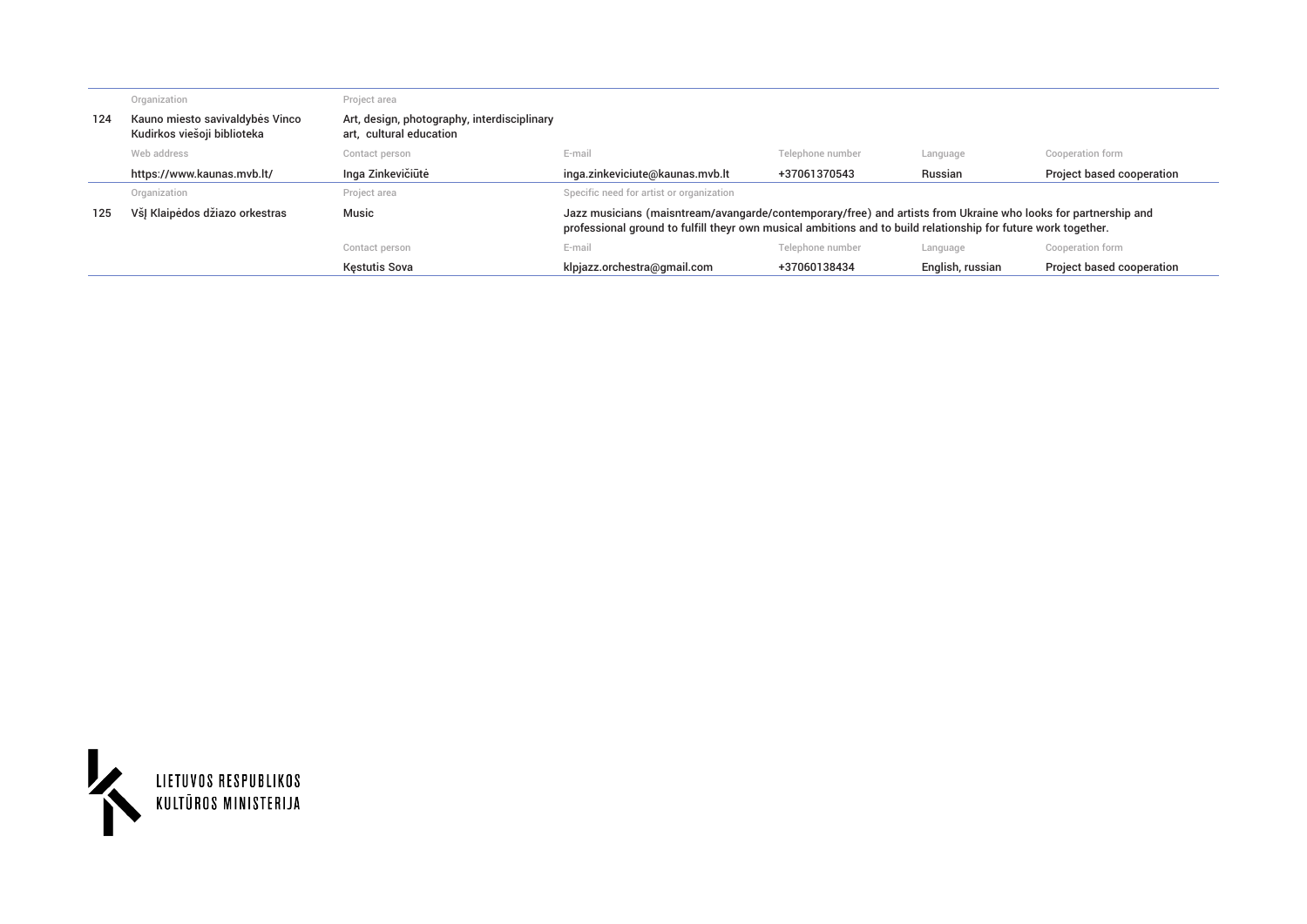| | | | | | | |
|---|---|---|---|---|---|---|
| | Organization | Project area | | | | |
| 124 | Kauno miesto savivaldybės Vinco Kudirkos viešoji biblioteka | Art, design, photography, interdisciplinary art, cultural education | | | | |
| | Web address | Contact person | E-mail | Telephone number | Language | Cooperation form |
| | https://www.kaunas.mvb.lt/ | Inga Zinkevičiūtė | inga.zinkeviciute@kaunas.mvb.lt | +37061370543 | Russian | Project based cooperation |
| | Organization | Project area | Specific need for artist or organization | | | |
| 125 | VšĮ Klaipėdos džiazo orkestras | Music | Jazz musicians (maisntream/avangarde/contemporary/free) and artists from Ukraine who looks for partnership and professional ground to fulfill theyr own musical ambitions and to build relationship for future work together. | | | |
| | | Contact person | E-mail | Telephone number | Language | Cooperation form |
| | | Kęstutis Sova | klpjazz.orchestra@gmail.com | +37060138434 | English, russian | Project based cooperation |

LIETUVOS RESPUBLIKOS KULTŪROS MINISTERIJA